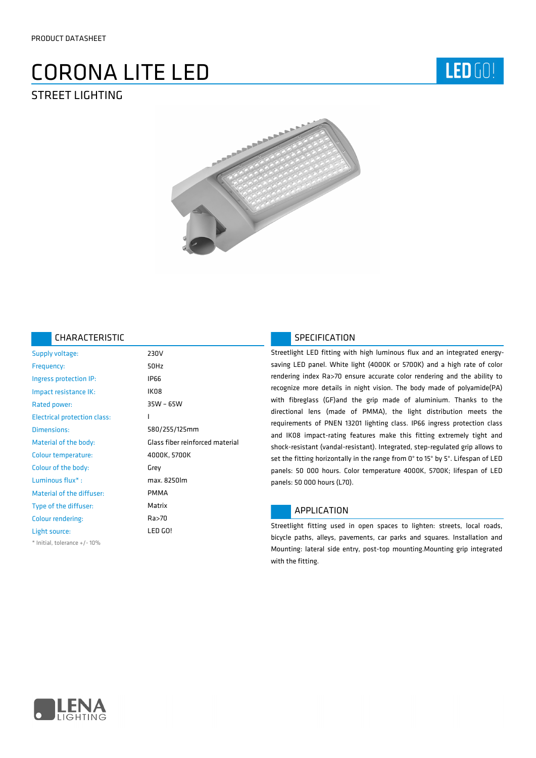PRODUCT DATASHEET

# CORONA LITE LED

LED GO!

## STREET LIGHTING

## CHARACTERISTIC

| | |
|---|---|
| Supply voltage: | 230V |
| Frequency: | 50Hz |
| Ingress protection IP: | IP66 |
| Impact resistance IK: | IK08 |
| Rated power: | 35W – 65W |
| Electrical protection class: | I |
| Dimensions: | 580/255/125mm |
| Material of the body: | Glass fiber reinforced material |
| Colour temperature: | 4000K, 5700K |
| Colour of the body: | Grey |
| Luminous flux* : | max. 8250lm |
| Material of the diffuser: | PMMA |
| Type of the diffuser: | Matrix |
| Colour rendering: | Ra>70 |
| Light source: | LED GO! |

* Initial, tolerance +/- 10%

## SPECIFICATION

Streetlight LED fitting with high luminous flux and an integrated energy-saving LED panel. White light (4000K or 5700K) and a high rate of color rendering index Ra>70 ensure accurate color rendering and the ability to recognize more details in night vision. The body made of polyamide(PA) with fibreglass (GF)and the grip made of aluminium. Thanks to the directional lens (made of PMMA), the light distribution meets the requirements of PNEN 13201 lighting class. IP66 ingress protection class and IK08 impact-rating features make this fitting extremely tight and shock-resistant (vandal-resistant). Integrated, step-regulated grip allows to set the fitting horizontally in the range from 0° to 15° by 5°. Lifespan of LED panels: 50 000 hours. Color temperature 4000K, 5700K; lifespan of LED panels: 50 000 hours (L70).

## APPLICATION

Streetlight fitting used in open spaces to lighten: streets, local roads, bicycle paths, alleys, pavements, car parks and squares. Installation and Mounting: lateral side entry, post-top mounting.Mounting grip integrated with the fitting.

LENA LIGHTING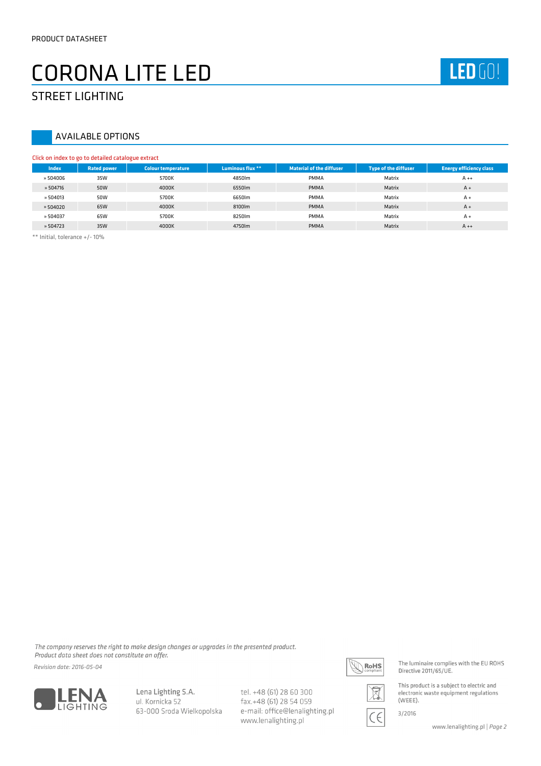PRODUCT DATASHEET

# CORONA LITE LED

## STREET LIGHTING

LED GO!

## AVAILABLE OPTIONS

Click on index to go to detailed catalogue extract

| Index | Rated power | Colour temperature | Luminous flux ** | Material of the diffuser | Type of the diffuser | Energy efficiency class |
|---|---|---|---|---|---|---|
| » 504006 | 35W | 5700K | 4850lm | PMMA | Matrix | A ++ |
| » 504716 | 50W | 4000K | 6550lm | PMMA | Matrix | A + |
| » 504013 | 50W | 5700K | 6650lm | PMMA | Matrix | A + |
| » 504020 | 65W | 4000K | 8100lm | PMMA | Matrix | A + |
| » 504037 | 65W | 5700K | 8250lm | PMMA | Matrix | A + |
| » 504723 | 35W | 4000K | 4750lm | PMMA | Matrix | A ++ |

** Initial, tolerance +/- 10%

*The company reserves the right to make design changes or upgrades in the presented product.*
*Product data sheet does not constitute an offer.*

*Revision date: 2016-05-04*

LENA LIGHTING

Lena Lighting S.A.
ul. Kornicka 52
63-000 Środa Wielkopolska

tel. +48 (61) 28 60 300
fax.+48 (61) 28 54 059
e-mail: office@lenalighting.pl
www.lenalighting.pl

RoHS compliant

The luminaire complies with the EU ROHS Directive 2011/65/UE.

This product is a subject to electric and electronic waste equipment regulations (WEEE).

3/2016

www.lenalighting.pl | *Page 2*